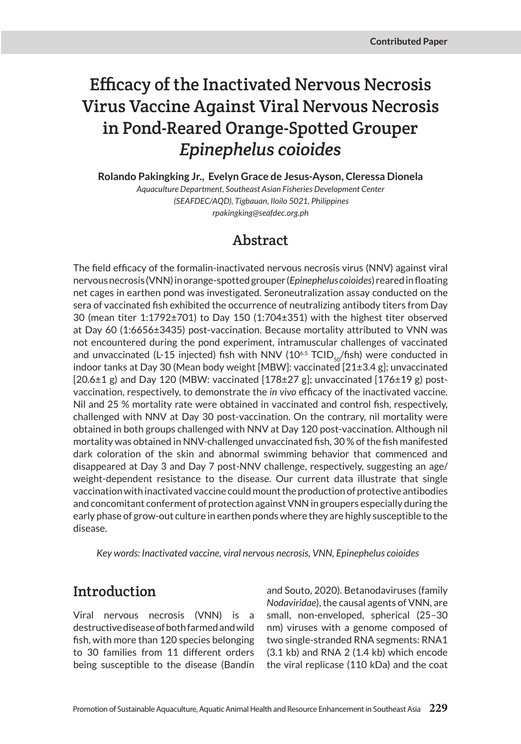Contributed Paper

# Efficacy of the Inactivated Nervous Necrosis Virus Vaccine Against Viral Nervous Necrosis in Pond-Reared Orange-Spotted Grouper *Epinephelus coioides*

**Rolando Pakingking Jr., Evelyn Grace de Jesus-Ayson, Cleressa Dionela**

*Aquaculture Department, Southeast Asian Fisheries Development Center (SEAFDEC/AQD), Tigbauan, Iloilo 5021, Philippines*
*rpakingking@seafdec.org.ph*

## Abstract

The field efficacy of the formalin-inactivated nervous necrosis virus (NNV) against viral nervous necrosis (VNN) in orange-spotted grouper (*Epinephelus coioides*) reared in floating net cages in earthen pond was investigated. Seroneutralization assay conducted on the sera of vaccinated fish exhibited the occurrence of neutralizing antibody titers from Day 30 (mean titer 1:1792±701) to Day 150 (1:704±351) with the highest titer observed at Day 60 (1:6656±3435) post-vaccination. Because mortality attributed to VNN was not encountered during the pond experiment, intramuscular challenges of vaccinated and unvaccinated (L-15 injected) fish with NNV ($10^{6.5}$ $TCID_{50}$/fish) were conducted in indoor tanks at Day 30 (Mean body weight [MBW]: vaccinated [21±3.4 g]; unvaccinated [20.6±1 g) and Day 120 (MBW: vaccinated [178±27 g]; unvaccinated [176±19 g) post-vaccination, respectively, to demonstrate the *in vivo* efficacy of the inactivated vaccine. Nil and 25 % mortality rate were obtained in vaccinated and control fish, respectively, challenged with NNV at Day 30 post-vaccination. On the contrary, nil mortality were obtained in both groups challenged with NNV at Day 120 post-vaccination. Although nil mortality was obtained in NNV-challenged unvaccinated fish, 30 % of the fish manifested dark coloration of the skin and abnormal swimming behavior that commenced and disappeared at Day 3 and Day 7 post-NNV challenge, respectively, suggesting an age/weight-dependent resistance to the disease. Our current data illustrate that single vaccination with inactivated vaccine could mount the production of protective antibodies and concomitant conferment of protection against VNN in groupers especially during the early phase of grow-out culture in earthen ponds where they are highly susceptible to the disease.

*Key words: Inactivated vaccine, viral nervous necrosis, VNN, Epinephelus coioides*

## Introduction

Viral nervous necrosis (VNN) is a destructive disease of both farmed and wild fish, with more than 120 species belonging to 30 families from 11 different orders being susceptible to the disease (Bandín and Souto, 2020). Betanodaviruses (family *Nodaviridae*), the causal agents of VNN, are small, non-enveloped, spherical (25–30 nm) viruses with a genome composed of two single-stranded RNA segments: RNA1 (3.1 kb) and RNA 2 (1.4 kb) which encode the viral replicase (110 kDa) and the coat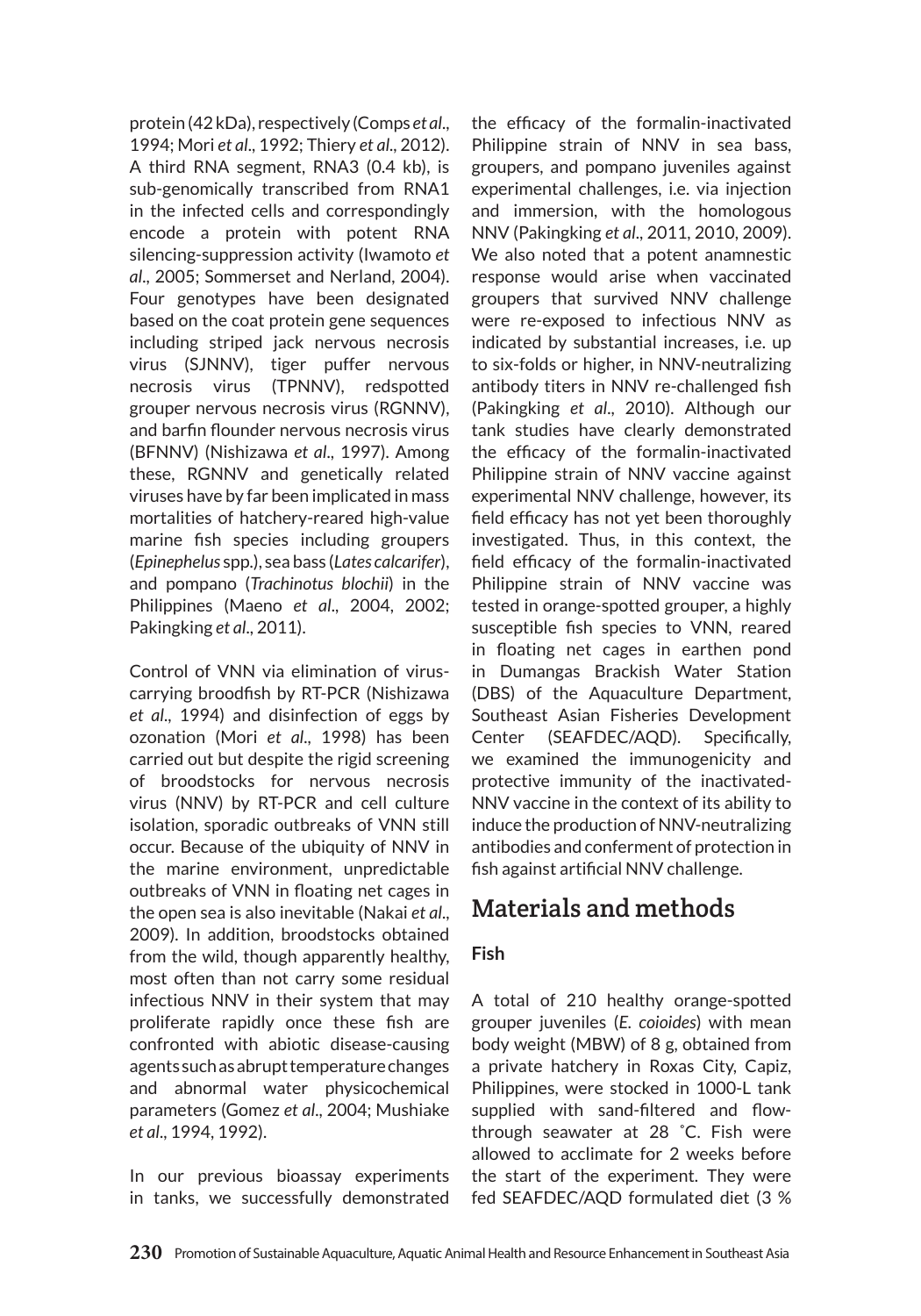protein (42 kDa), respectively (Comps *et al*., 1994; Mori *et al*., 1992; Thiery *et al*., 2012). A third RNA segment, RNA3 (0.4 kb), is sub-genomically transcribed from RNA1 in the infected cells and correspondingly encode a protein with potent RNA silencing-suppression activity (Iwamoto *et al*., 2005; Sommerset and Nerland, 2004). Four genotypes have been designated based on the coat protein gene sequences including striped jack nervous necrosis virus (SJNNV), tiger puffer nervous necrosis virus (TPNNV), redspotted grouper nervous necrosis virus (RGNNV), and barfin flounder nervous necrosis virus (BFNNV) (Nishizawa *et al*., 1997). Among these, RGNNV and genetically related viruses have by far been implicated in mass mortalities of hatchery-reared high-value marine fish species including groupers (*Epinephelus* spp.), sea bass (*Lates calcarifer*), and pompano (*Trachinotus blochii*) in the Philippines (Maeno *et al*., 2004, 2002; Pakingking *et al*., 2011).

Control of VNN via elimination of virus-carrying broodfish by RT-PCR (Nishizawa *et al*., 1994) and disinfection of eggs by ozonation (Mori *et al*., 1998) has been carried out but despite the rigid screening of broodstocks for nervous necrosis virus (NNV) by RT-PCR and cell culture isolation, sporadic outbreaks of VNN still occur. Because of the ubiquity of NNV in the marine environment, unpredictable outbreaks of VNN in floating net cages in the open sea is also inevitable (Nakai *et al*., 2009). In addition, broodstocks obtained from the wild, though apparently healthy, most often than not carry some residual infectious NNV in their system that may proliferate rapidly once these fish are confronted with abiotic disease-causing agents such as abrupt temperature changes and abnormal water physicochemical parameters (Gomez *et al*., 2004; Mushiake *et al*., 1994, 1992).

In our previous bioassay experiments in tanks, we successfully demonstrated the efficacy of the formalin-inactivated Philippine strain of NNV in sea bass, groupers, and pompano juveniles against experimental challenges, i.e. via injection and immersion, with the homologous NNV (Pakingking *et al*., 2011, 2010, 2009). We also noted that a potent anamnestic response would arise when vaccinated groupers that survived NNV challenge were re-exposed to infectious NNV as indicated by substantial increases, i.e. up to six-folds or higher, in NNV-neutralizing antibody titers in NNV re-challenged fish (Pakingking *et al*., 2010). Although our tank studies have clearly demonstrated the efficacy of the formalin-inactivated Philippine strain of NNV vaccine against experimental NNV challenge, however, its field efficacy has not yet been thoroughly investigated. Thus, in this context, the field efficacy of the formalin-inactivated Philippine strain of NNV vaccine was tested in orange-spotted grouper, a highly susceptible fish species to VNN, reared in floating net cages in earthen pond in Dumangas Brackish Water Station (DBS) of the Aquaculture Department, Southeast Asian Fisheries Development Center (SEAFDEC/AQD). Specifically, we examined the immunogenicity and protective immunity of the inactivated-NNV vaccine in the context of its ability to induce the production of NNV-neutralizing antibodies and conferment of protection in fish against artificial NNV challenge.

## Materials and methods

### Fish

A total of 210 healthy orange-spotted grouper juveniles (*E. coioides*) with mean body weight (MBW) of 8 g, obtained from a private hatchery in Roxas City, Capiz, Philippines, were stocked in 1000-L tank supplied with sand-filtered and flow-through seawater at 28 ˚C. Fish were allowed to acclimate for 2 weeks before the start of the experiment. They were fed SEAFDEC/AQD formulated diet (3 %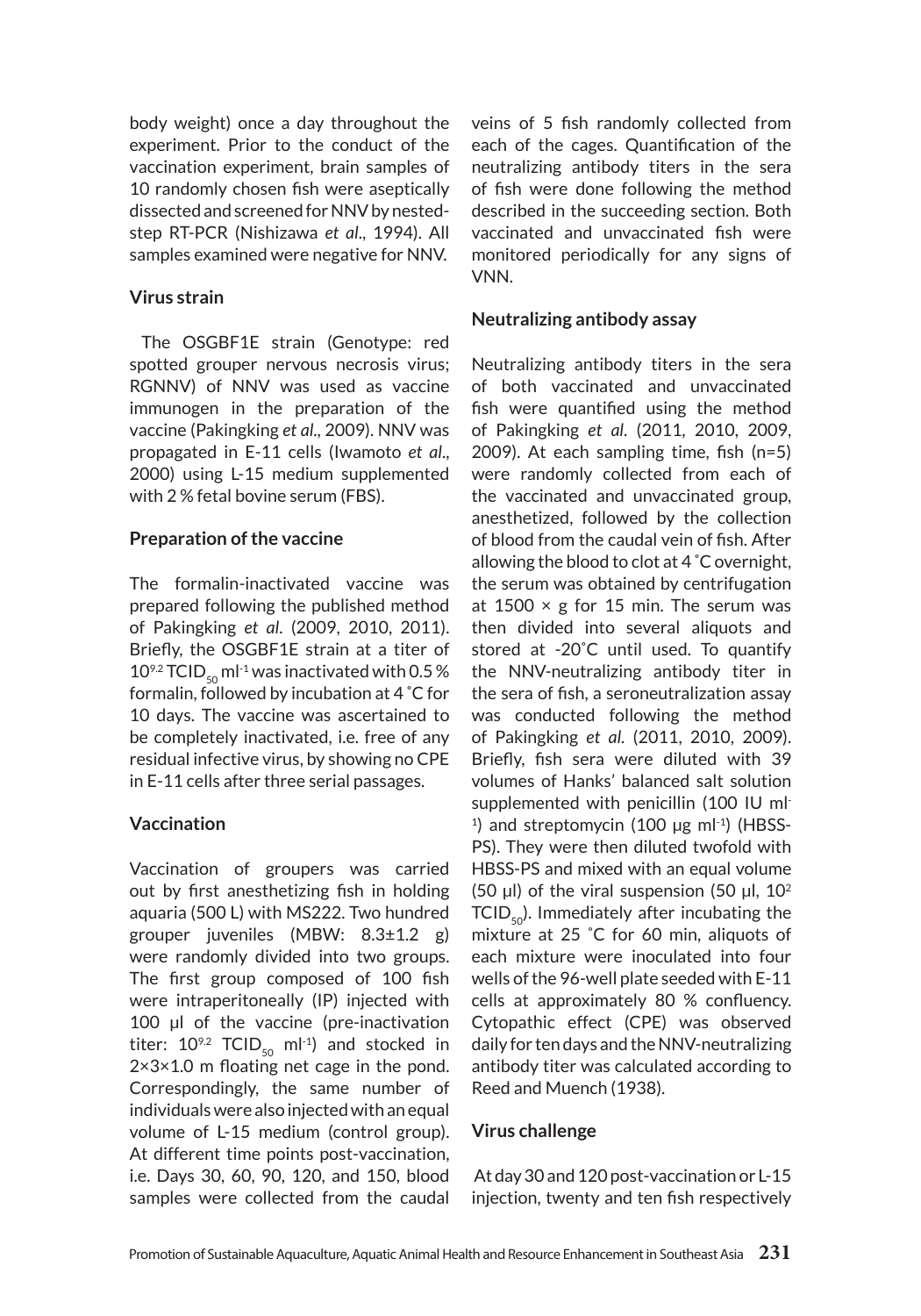body weight) once a day throughout the experiment. Prior to the conduct of the vaccination experiment, brain samples of 10 randomly chosen fish were aseptically dissected and screened for NNV by nested-step RT-PCR (Nishizawa *et al*., 1994). All samples examined were negative for NNV.

### Virus strain

The OSGBF1E strain (Genotype: red spotted grouper nervous necrosis virus; RGNNV) of NNV was used as vaccine immunogen in the preparation of the vaccine (Pakingking *et al*., 2009). NNV was propagated in E-11 cells (Iwamoto *et al*., 2000) using L-15 medium supplemented with 2 % fetal bovine serum (FBS).

### Preparation of the vaccine

The formalin-inactivated vaccine was prepared following the published method of Pakingking *et al*. (2009, 2010, 2011). Briefly, the OSGBF1E strain at a titer of $10^{9.2}$ $TCID_{50}$ $ml^{-1}$ was inactivated with 0.5 % formalin, followed by incubation at 4 ˚C for 10 days. The vaccine was ascertained to be completely inactivated, i.e. free of any residual infective virus, by showing no CPE in E-11 cells after three serial passages.

### Vaccination

Vaccination of groupers was carried out by first anesthetizing fish in holding aquaria (500 L) with MS222. Two hundred grouper juveniles (MBW: 8.3±1.2 g) were randomly divided into two groups. The first group composed of 100 fish were intraperitoneally (IP) injected with 100 µl of the vaccine (pre-inactivation titer: $10^{9.2}$ $TCID_{50}$ $ml^{-1}$) and stocked in 2×3×1.0 m floating net cage in the pond. Correspondingly, the same number of individuals were also injected with an equal volume of L-15 medium (control group). At different time points post-vaccination, i.e. Days 30, 60, 90, 120, and 150, blood samples were collected from the caudal veins of 5 fish randomly collected from each of the cages. Quantification of the neutralizing antibody titers in the sera of fish were done following the method described in the succeeding section. Both vaccinated and unvaccinated fish were monitored periodically for any signs of VNN.

### Neutralizing antibody assay

Neutralizing antibody titers in the sera of both vaccinated and unvaccinated fish were quantified using the method of Pakingking *et al*. (2011, 2010, 2009, 2009). At each sampling time, fish (n=5) were randomly collected from each of the vaccinated and unvaccinated group, anesthetized, followed by the collection of blood from the caudal vein of fish. After allowing the blood to clot at 4 ˚C overnight, the serum was obtained by centrifugation at 1500 × g for 15 min. The serum was then divided into several aliquots and stored at -20˚C until used. To quantify the NNV-neutralizing antibody titer in the sera of fish, a seroneutralization assay was conducted following the method of Pakingking *et al*. (2011, 2010, 2009). Briefly, fish sera were diluted with 39 volumes of Hanks' balanced salt solution supplemented with penicillin (100 IU $ml^{-1}$) and streptomycin (100 µg $ml^{-1}$) (HBSS-PS). They were then diluted twofold with HBSS-PS and mixed with an equal volume (50 µl) of the viral suspension (50 µl, $10^2$ $TCID_{50}$). Immediately after incubating the mixture at 25 ˚C for 60 min, aliquots of each mixture were inoculated into four wells of the 96-well plate seeded with E-11 cells at approximately 80 % confluency. Cytopathic effect (CPE) was observed daily for ten days and the NNV-neutralizing antibody titer was calculated according to Reed and Muench (1938).

### Virus challenge

At day 30 and 120 post-vaccination or L-15 injection, twenty and ten fish respectively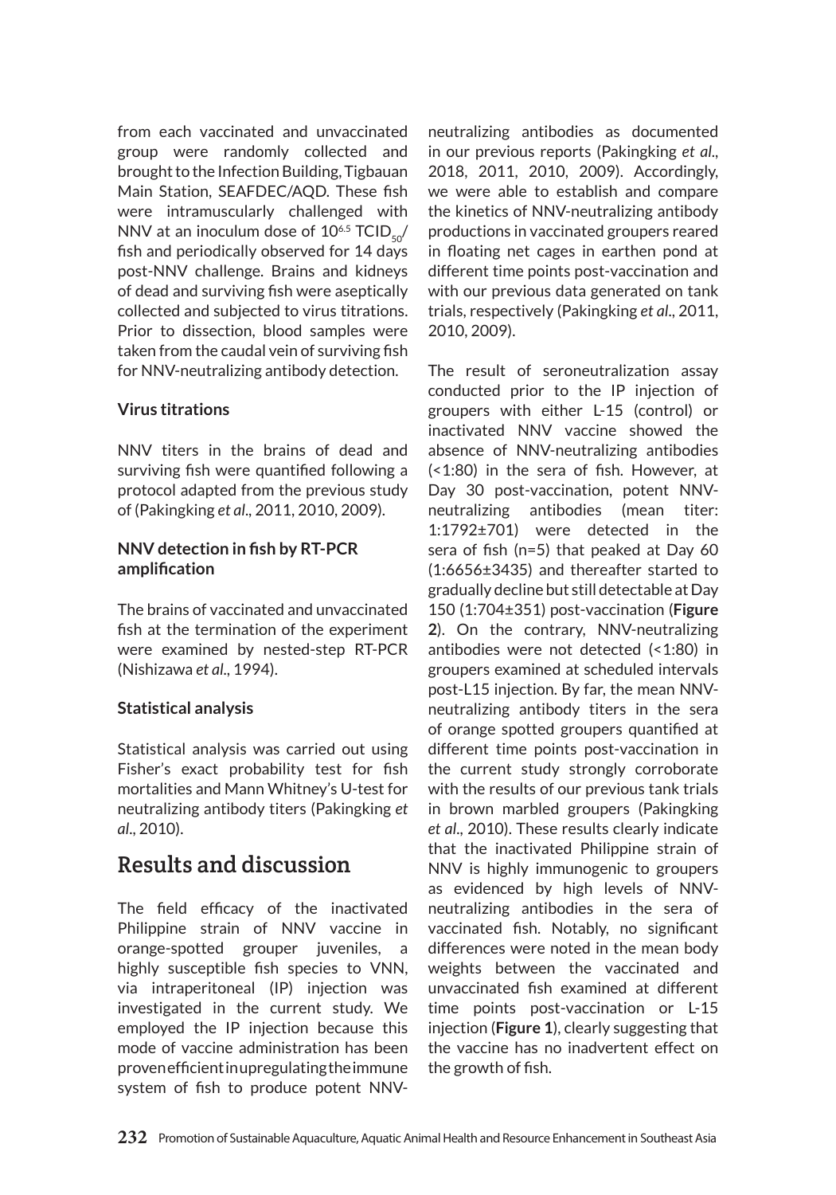from each vaccinated and unvaccinated group were randomly collected and brought to the Infection Building, Tigbauan Main Station, SEAFDEC/AQD. These fish were intramuscularly challenged with NNV at an inoculum dose of $10^{6.5}$ $TCID_{50}$/fish and periodically observed for 14 days post-NNV challenge. Brains and kidneys of dead and surviving fish were aseptically collected and subjected to virus titrations. Prior to dissection, blood samples were taken from the caudal vein of surviving fish for NNV-neutralizing antibody detection.

### Virus titrations

NNV titers in the brains of dead and surviving fish were quantified following a protocol adapted from the previous study of (Pakingking *et al*., 2011, 2010, 2009).

### NNV detection in fish by RT-PCR amplification

The brains of vaccinated and unvaccinated fish at the termination of the experiment were examined by nested-step RT-PCR (Nishizawa *et al*., 1994).

### Statistical analysis

Statistical analysis was carried out using Fisher's exact probability test for fish mortalities and Mann Whitney's U-test for neutralizing antibody titers (Pakingking *et al*., 2010).

## Results and discussion

The field efficacy of the inactivated Philippine strain of NNV vaccine in orange-spotted grouper juveniles, a highly susceptible fish species to VNN, via intraperitoneal (IP) injection was investigated in the current study. We employed the IP injection because this mode of vaccine administration has been proven efficient in upregulating the immune system of fish to produce potent NNV-neutralizing antibodies as documented in our previous reports (Pakingking *et al*., 2018, 2011, 2010, 2009). Accordingly, we were able to establish and compare the kinetics of NNV-neutralizing antibody productions in vaccinated groupers reared in floating net cages in earthen pond at different time points post-vaccination and with our previous data generated on tank trials, respectively (Pakingking *et al*., 2011, 2010, 2009).

The result of seroneutralization assay conducted prior to the IP injection of groupers with either L-15 (control) or inactivated NNV vaccine showed the absence of NNV-neutralizing antibodies (<1:80) in the sera of fish. However, at Day 30 post-vaccination, potent NNV-neutralizing antibodies (mean titer: 1:1792±701) were detected in the sera of fish (n=5) that peaked at Day 60 (1:6656±3435) and thereafter started to gradually decline but still detectable at Day 150 (1:704±351) post-vaccination (**Figure 2**). On the contrary, NNV-neutralizing antibodies were not detected (<1:80) in groupers examined at scheduled intervals post-L15 injection. By far, the mean NNV-neutralizing antibody titers in the sera of orange spotted groupers quantified at different time points post-vaccination in the current study strongly corroborate with the results of our previous tank trials in brown marbled groupers (Pakingking *et al*., 2010). These results clearly indicate that the inactivated Philippine strain of NNV is highly immunogenic to groupers as evidenced by high levels of NNV-neutralizing antibodies in the sera of vaccinated fish. Notably, no significant differences were noted in the mean body weights between the vaccinated and unvaccinated fish examined at different time points post-vaccination or L-15 injection (**Figure 1**), clearly suggesting that the vaccine has no inadvertent effect on the growth of fish.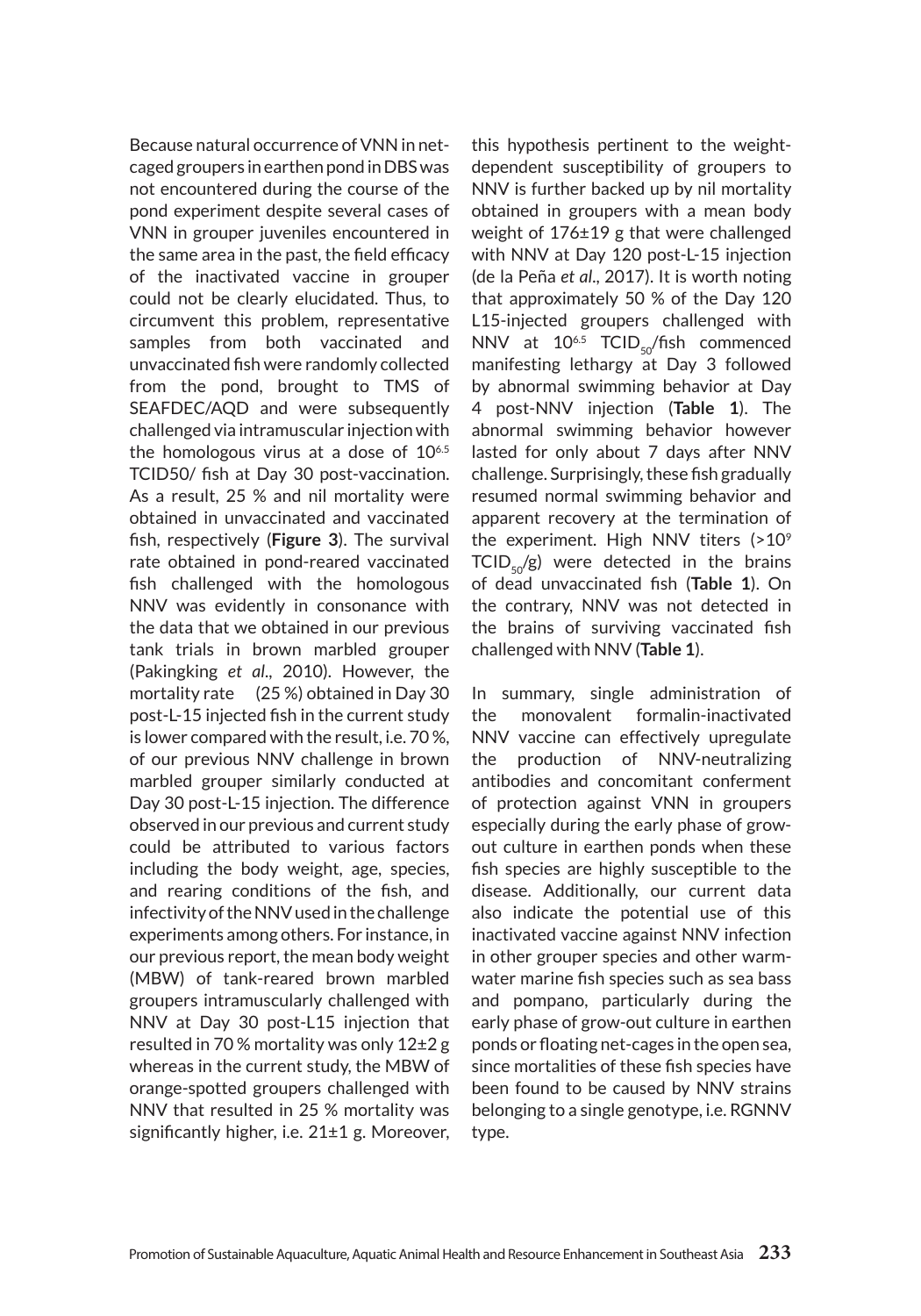Because natural occurrence of VNN in net-caged groupers in earthen pond in DBS was not encountered during the course of the pond experiment despite several cases of VNN in grouper juveniles encountered in the same area in the past, the field efficacy of the inactivated vaccine in grouper could not be clearly elucidated. Thus, to circumvent this problem, representative samples from both vaccinated and unvaccinated fish were randomly collected from the pond, brought to TMS of SEAFDEC/AQD and were subsequently challenged via intramuscular injection with the homologous virus at a dose of $10^{6.5}$ TCID50/ fish at Day 30 post-vaccination. As a result, 25 % and nil mortality were obtained in unvaccinated and vaccinated fish, respectively (**Figure 3**). The survival rate obtained in pond-reared vaccinated fish challenged with the homologous NNV was evidently in consonance with the data that we obtained in our previous tank trials in brown marbled grouper (Pakingking *et al*., 2010). However, the mortality rate (25 %) obtained in Day 30 post-L-15 injected fish in the current study is lower compared with the result, i.e. 70 %, of our previous NNV challenge in brown marbled grouper similarly conducted at Day 30 post-L-15 injection. The difference observed in our previous and current study could be attributed to various factors including the body weight, age, species, and rearing conditions of the fish, and infectivity of the NNV used in the challenge experiments among others. For instance, in our previous report, the mean body weight (MBW) of tank-reared brown marbled groupers intramuscularly challenged with NNV at Day 30 post-L15 injection that resulted in 70 % mortality was only 12±2 g whereas in the current study, the MBW of orange-spotted groupers challenged with NNV that resulted in 25 % mortality was significantly higher, i.e. 21±1 g. Moreover, this hypothesis pertinent to the weight-dependent susceptibility of groupers to NNV is further backed up by nil mortality obtained in groupers with a mean body weight of 176±19 g that were challenged with NNV at Day 120 post-L-15 injection (de la Peña *et al*., 2017). It is worth noting that approximately 50 % of the Day 120 L15-injected groupers challenged with NNV at $10^{6.5}$ $TCID_{50}$/fish commenced manifesting lethargy at Day 3 followed by abnormal swimming behavior at Day 4 post-NNV injection (**Table 1**). The abnormal swimming behavior however lasted for only about 7 days after NNV challenge. Surprisingly, these fish gradually resumed normal swimming behavior and apparent recovery at the termination of the experiment. High NNV titers (>$10^9$ $TCID_{50}$/g) were detected in the brains of dead unvaccinated fish (**Table 1**). On the contrary, NNV was not detected in the brains of surviving vaccinated fish challenged with NNV (**Table 1**).

In summary, single administration of the monovalent formalin-inactivated NNV vaccine can effectively upregulate the production of NNV-neutralizing antibodies and concomitant conferment of protection against VNN in groupers especially during the early phase of grow-out culture in earthen ponds when these fish species are highly susceptible to the disease. Additionally, our current data also indicate the potential use of this inactivated vaccine against NNV infection in other grouper species and other warm-water marine fish species such as sea bass and pompano, particularly during the early phase of grow-out culture in earthen ponds or floating net-cages in the open sea, since mortalities of these fish species have been found to be caused by NNV strains belonging to a single genotype, i.e. RGNNV type.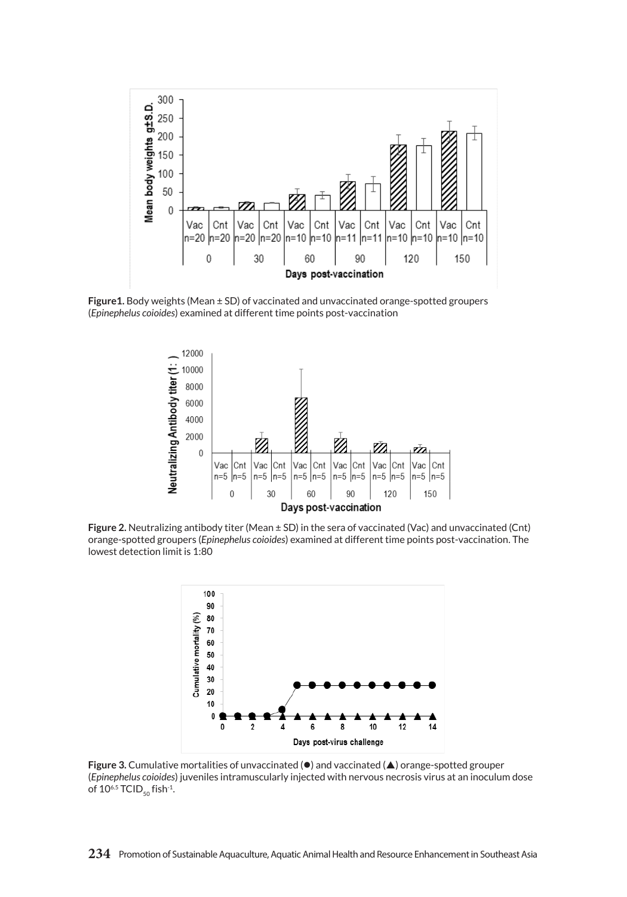**Figure1.** Body weights (Mean ± SD) of vaccinated and unvaccinated orange-spotted groupers (*Epinephelus coioides*) examined at different time points post-vaccination

**Figure 2.** Neutralizing antibody titer (Mean ± SD) in the sera of vaccinated (Vac) and unvaccinated (Cnt) orange-spotted groupers (*Epinephelus coioides*) examined at different time points post-vaccination. The lowest detection limit is 1:80

**Figure 3.** Cumulative mortalities of unvaccinated (●) and vaccinated (▲) orange-spotted grouper (*Epinephelus coioides*) juveniles intramuscularly injected with nervous necrosis virus at an inoculum dose of $10^{6.5}$ $TCID_{50}$ $fish^{-1}$.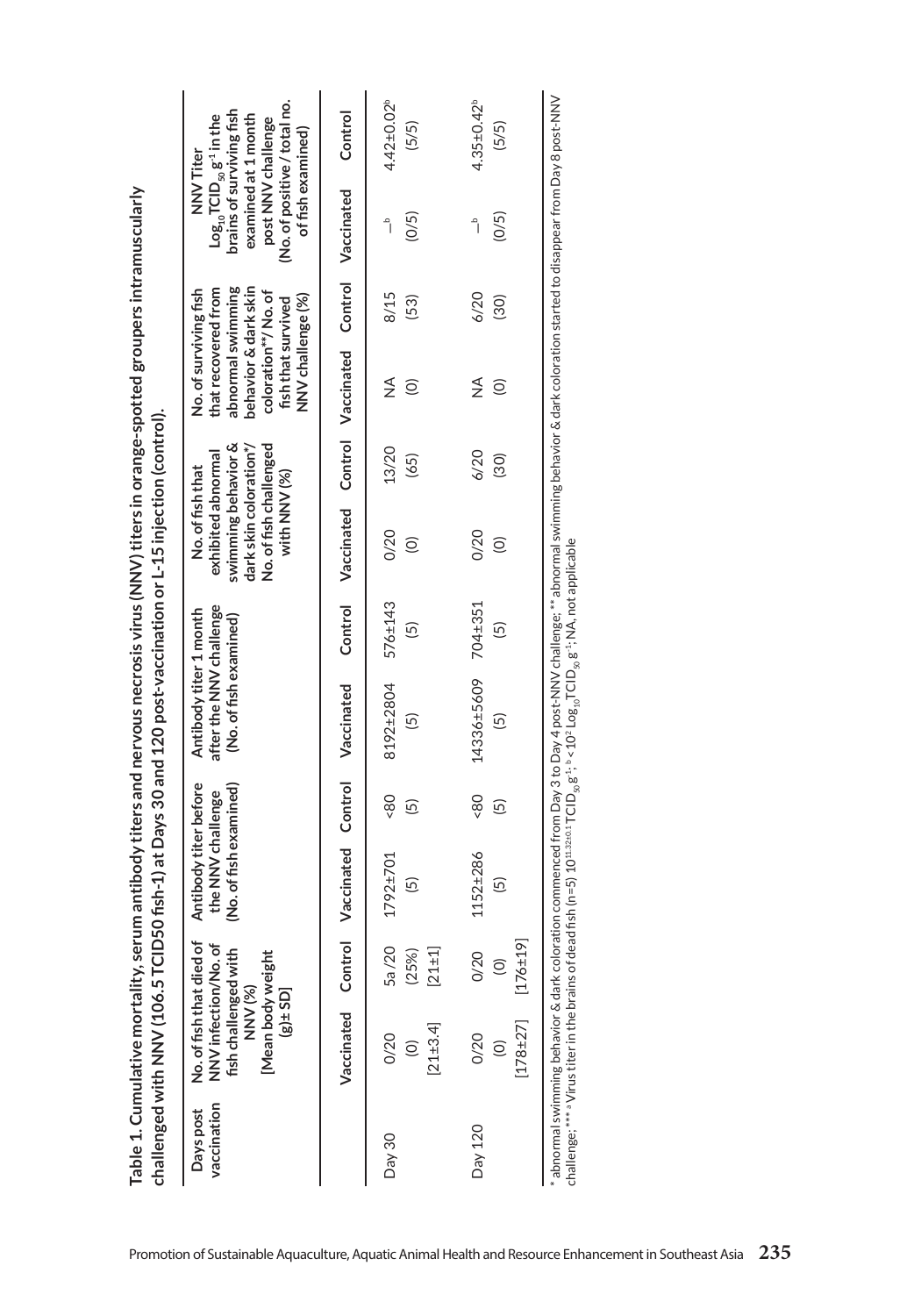**Table 1. Cumulative mortality, serum antibody titers and nervous necrosis virus (NNV) titers in orange-spotted groupers intramuscularly challenged with NNV ($10^{6.5}$ TCID50 fish-1) at Days 30 and 120 post-vaccination or L-15 injection (control).**

| Days post vaccination | No. of fish that died of NNV infection/No. of fish challenged with NNV (%) [Mean body weight (g)± SD] | | Antibody titer before the NNV challenge (No. of fish examined) | | Antibody titer 1 month after the NNV challenge (No. of fish examined) | | No. of fish that exhibited abnormal swimming behavior & dark skin coloration*/ No. of fish challenged with NNV (%) | | No. of surviving fish that recovered from abnormal swimming behavior & dark skin coloration**/ No. of fish that survived NNV challenge (%) | | NNV Titer $Log_{10}$ $TCID_{50}$ $g^{-1}$ in the brains of surviving fish examined at 1 month post NNV challenge (No. of positive / total no. of fish examined) | |
|---|---|---|---|---|---|---|---|---|---|---|---|---|
| | Vaccinated | Control | Vaccinated | Control | Vaccinated | Control | Vaccinated | Control | Vaccinated | Control | Vaccinated | Control |
| Day 30 | 0/20 (0) [21±3.4] | 5a /20 (25%) [21±1] | 1792±701 (5) | <80 (5) | 8192±2804 (5) | 576±143 (5) | 0/20 (0) | 13/20 (65) | NA (0) | 8/15 (53) | –[b] (0/5) | 4.42±0.02[b] (5/5) |
| Day 120 | 0/20 (0) [178±27] | 0/20 (0) [176±19] | 1152±286 (5) | <80 (5) | 14336±5609 (5) | 704±351 (5) | 0/20 (0) | 6/20 (30) | NA (0) | 6/20 (30) | –[b] (0/5) | 4.35±0.42[b] (5/5) |

\* abnormal swimming behavior & dark coloration commenced from Day 3 to Day 4 post-NNV challenge; ** abnormal swimming behavior & dark coloration started to disappear from Day 8 post-NNV challenge; *** [a] Virus titer in the brains of dead fish (n=5) $10^{11.32±0.1}$ $TCID_{50}$ $g^{-1}$; [b] < $10^2$ $Log_{10}TCID_{50}$ $g^{-1}$; NA, not applicable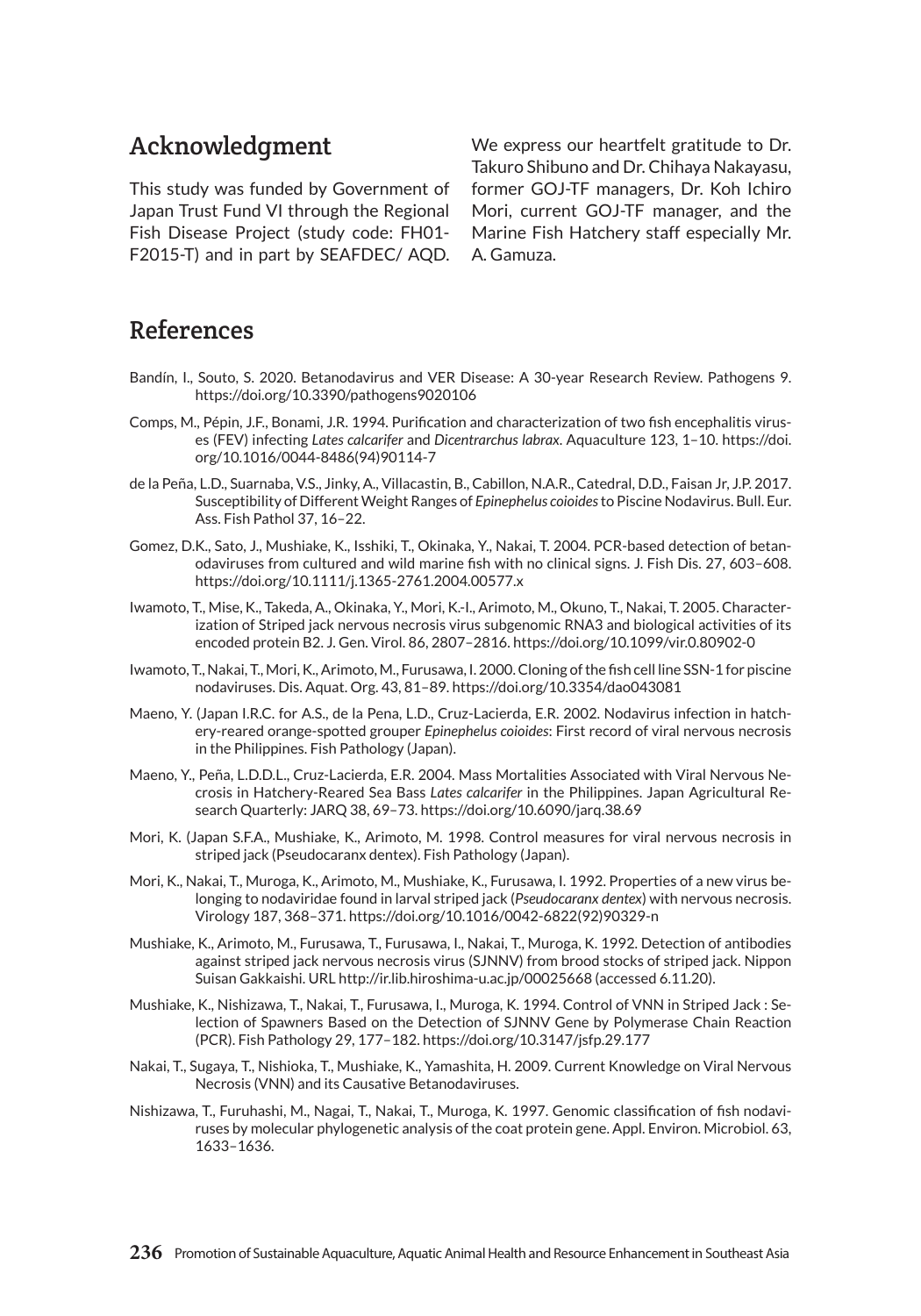## Acknowledgment

This study was funded by Government of Japan Trust Fund VI through the Regional Fish Disease Project (study code: FH01-F2015-T) and in part by SEAFDEC/ AQD. We express our heartfelt gratitude to Dr. Takuro Shibuno and Dr. Chihaya Nakayasu, former GOJ-TF managers, Dr. Koh Ichiro Mori, current GOJ-TF manager, and the Marine Fish Hatchery staff especially Mr. A. Gamuza.

## References

Bandín, I., Souto, S. 2020. Betanodavirus and VER Disease: A 30-year Research Review. Pathogens 9. https://doi.org/10.3390/pathogens9020106

Comps, M., Pépin, J.F., Bonami, J.R. 1994. Purification and characterization of two fish encephalitis viruses (FEV) infecting *Lates calcarifer* and *Dicentrarchus labrax*. Aquaculture 123, 1–10. https://doi.org/10.1016/0044-8486(94)90114-7

de la Peña, L.D., Suarnaba, V.S., Jinky, A., Villacastin, B., Cabillon, N.A.R., Catedral, D.D., Faisan Jr, J.P. 2017. Susceptibility of Different Weight Ranges of *Epinephelus coioides* to Piscine Nodavirus. Bull. Eur. Ass. Fish Pathol 37, 16–22.

Gomez, D.K., Sato, J., Mushiake, K., Isshiki, T., Okinaka, Y., Nakai, T. 2004. PCR-based detection of betanodaviruses from cultured and wild marine fish with no clinical signs. J. Fish Dis. 27, 603–608. https://doi.org/10.1111/j.1365-2761.2004.00577.x

Iwamoto, T., Mise, K., Takeda, A., Okinaka, Y., Mori, K.-I., Arimoto, M., Okuno, T., Nakai, T. 2005. Characterization of Striped jack nervous necrosis virus subgenomic RNA3 and biological activities of its encoded protein B2. J. Gen. Virol. 86, 2807–2816. https://doi.org/10.1099/vir.0.80902-0

Iwamoto, T., Nakai, T., Mori, K., Arimoto, M., Furusawa, I. 2000. Cloning of the fish cell line SSN-1 for piscine nodaviruses. Dis. Aquat. Org. 43, 81–89. https://doi.org/10.3354/dao043081

Maeno, Y. (Japan I.R.C. for A.S., de la Pena, L.D., Cruz-Lacierda, E.R. 2002. Nodavirus infection in hatchery-reared orange-spotted grouper *Epinephelus coioides*: First record of viral nervous necrosis in the Philippines. Fish Pathology (Japan).

Maeno, Y., Peña, L.D.D.L., Cruz-Lacierda, E.R. 2004. Mass Mortalities Associated with Viral Nervous Necrosis in Hatchery-Reared Sea Bass *Lates calcarifer* in the Philippines. Japan Agricultural Research Quarterly: JARQ 38, 69–73. https://doi.org/10.6090/jarq.38.69

Mori, K. (Japan S.F.A., Mushiake, K., Arimoto, M. 1998. Control measures for viral nervous necrosis in striped jack (Pseudocaranx dentex). Fish Pathology (Japan).

Mori, K., Nakai, T., Muroga, K., Arimoto, M., Mushiake, K., Furusawa, I. 1992. Properties of a new virus belonging to nodaviridae found in larval striped jack (*Pseudocaranx dentex*) with nervous necrosis. Virology 187, 368–371. https://doi.org/10.1016/0042-6822(92)90329-n

Mushiake, K., Arimoto, M., Furusawa, T., Furusawa, I., Nakai, T., Muroga, K. 1992. Detection of antibodies against striped jack nervous necrosis virus (SJNNV) from brood stocks of striped jack. Nippon Suisan Gakkaishi. URL http://ir.lib.hiroshima-u.ac.jp/00025668 (accessed 6.11.20).

Mushiake, K., Nishizawa, T., Nakai, T., Furusawa, I., Muroga, K. 1994. Control of VNN in Striped Jack : Selection of Spawners Based on the Detection of SJNNV Gene by Polymerase Chain Reaction (PCR). Fish Pathology 29, 177–182. https://doi.org/10.3147/jsfp.29.177

Nakai, T., Sugaya, T., Nishioka, T., Mushiake, K., Yamashita, H. 2009. Current Knowledge on Viral Nervous Necrosis (VNN) and its Causative Betanodaviruses.

Nishizawa, T., Furuhashi, M., Nagai, T., Nakai, T., Muroga, K. 1997. Genomic classification of fish nodaviruses by molecular phylogenetic analysis of the coat protein gene. Appl. Environ. Microbiol. 63, 1633–1636.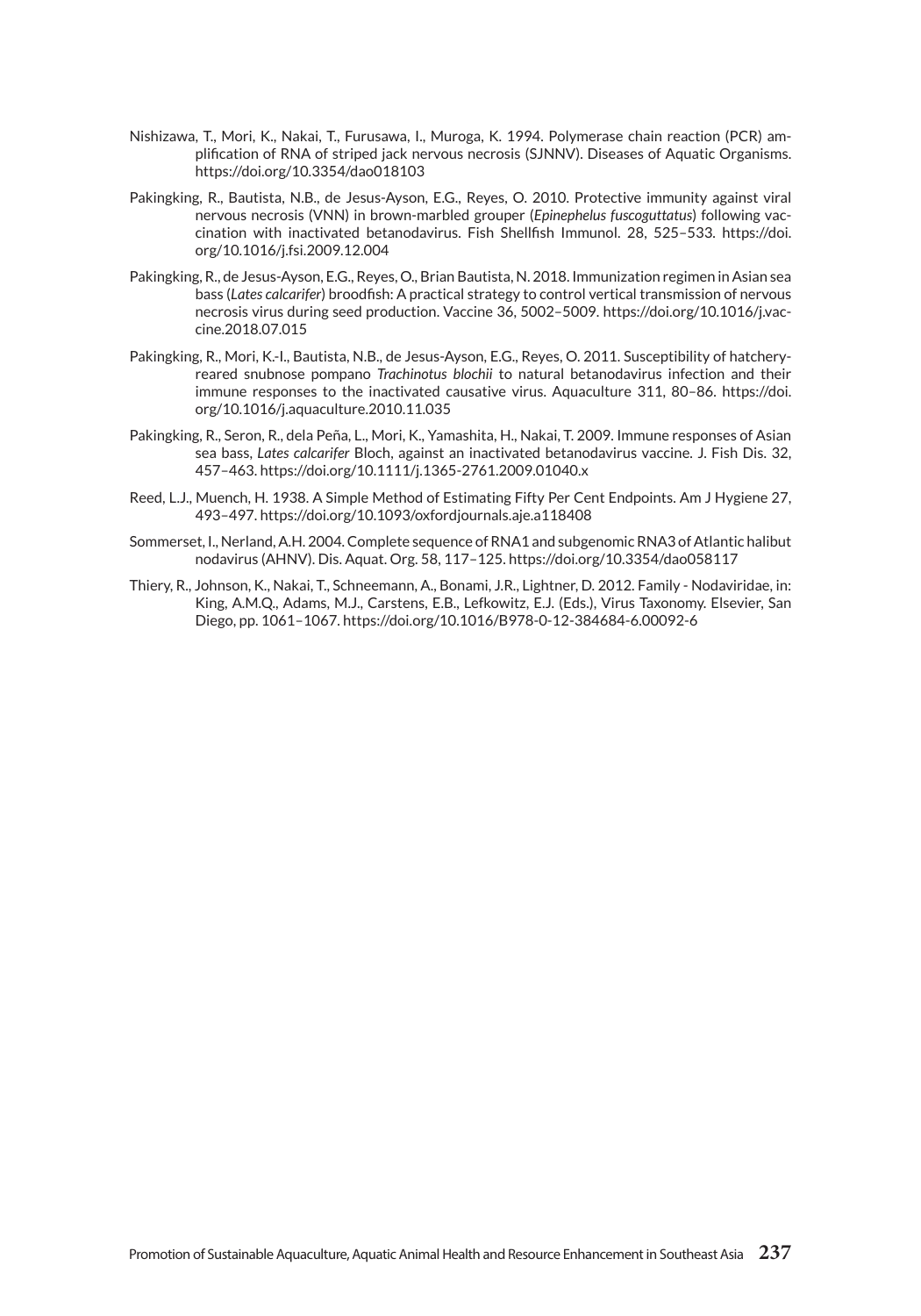Nishizawa, T., Mori, K., Nakai, T., Furusawa, I., Muroga, K. 1994. Polymerase chain reaction (PCR) amplification of RNA of striped jack nervous necrosis (SJNNV). Diseases of Aquatic Organisms. https://doi.org/10.3354/dao018103

Pakingking, R., Bautista, N.B., de Jesus-Ayson, E.G., Reyes, O. 2010. Protective immunity against viral nervous necrosis (VNN) in brown-marbled grouper (*Epinephelus fuscoguttatus*) following vaccination with inactivated betanodavirus. Fish Shellfish Immunol. 28, 525–533. https://doi.org/10.1016/j.fsi.2009.12.004

Pakingking, R., de Jesus-Ayson, E.G., Reyes, O., Brian Bautista, N. 2018. Immunization regimen in Asian sea bass (*Lates calcarifer*) broodfish: A practical strategy to control vertical transmission of nervous necrosis virus during seed production. Vaccine 36, 5002–5009. https://doi.org/10.1016/j.vaccine.2018.07.015

Pakingking, R., Mori, K.-I., Bautista, N.B., de Jesus-Ayson, E.G., Reyes, O. 2011. Susceptibility of hatchery-reared snubnose pompano *Trachinotus blochii* to natural betanodavirus infection and their immune responses to the inactivated causative virus. Aquaculture 311, 80–86. https://doi.org/10.1016/j.aquaculture.2010.11.035

Pakingking, R., Seron, R., dela Peña, L., Mori, K., Yamashita, H., Nakai, T. 2009. Immune responses of Asian sea bass, *Lates calcarifer* Bloch, against an inactivated betanodavirus vaccine. J. Fish Dis. 32, 457–463. https://doi.org/10.1111/j.1365-2761.2009.01040.x

Reed, L.J., Muench, H. 1938. A Simple Method of Estimating Fifty Per Cent Endpoints. Am J Hygiene 27, 493–497. https://doi.org/10.1093/oxfordjournals.aje.a118408

Sommerset, I., Nerland, A.H. 2004. Complete sequence of RNA1 and subgenomic RNA3 of Atlantic halibut nodavirus (AHNV). Dis. Aquat. Org. 58, 117–125. https://doi.org/10.3354/dao058117

Thiery, R., Johnson, K., Nakai, T., Schneemann, A., Bonami, J.R., Lightner, D. 2012. Family - Nodaviridae, in: King, A.M.Q., Adams, M.J., Carstens, E.B., Lefkowitz, E.J. (Eds.), Virus Taxonomy. Elsevier, San Diego, pp. 1061–1067. https://doi.org/10.1016/B978-0-12-384684-6.00092-6